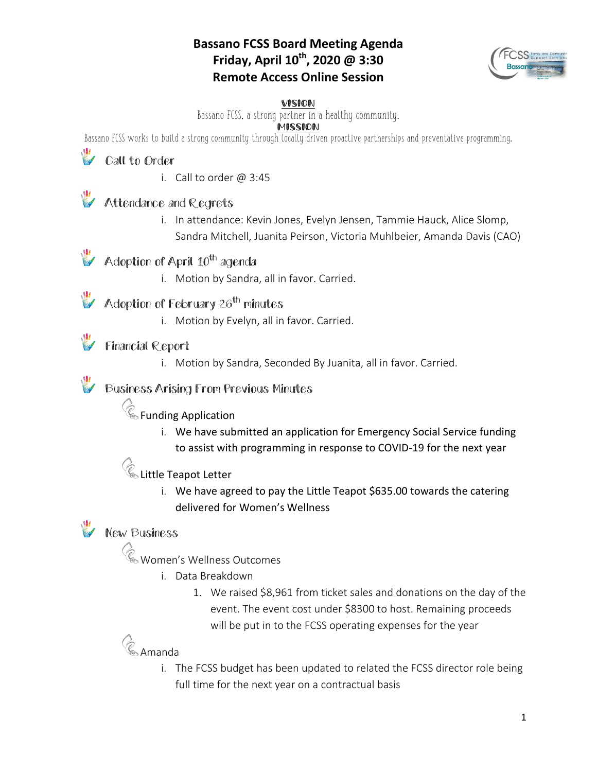# Bassano FCSS Board Meeting Agenda
## Friday, April 10th, 2020 @ 3:30
## Remote Access Online Session

**VISION**

Bassano FCSS, a strong partner in a healthy community.

**MISSION**

Bassano FCSS works to build a strong community through locally driven proactive partnerships and preventative programming.

## Call to Order

i. Call to order @ 3:45

## Attendance and Regrets

i. In attendance: Kevin Jones, Evelyn Jensen, Tammie Hauck, Alice Slomp, Sandra Mitchell, Juanita Peirson, Victoria Muhlbeier, Amanda Davis (CAO)

## Adoption of April 10th agenda

i. Motion by Sandra, all in favor. Carried.

## Adoption of February 26th minutes

i. Motion by Evelyn, all in favor. Carried.

## Financial Report

i. Motion by Sandra, Seconded By Juanita, all in favor. Carried.

## Business Arising From Previous Minutes

### Funding Application

i. We have submitted an application for Emergency Social Service funding to assist with programming in response to COVID-19 for the next year

### Little Teapot Letter

i. We have agreed to pay the Little Teapot $635.00 towards the catering delivered for Women's Wellness

## New Business

### Women's Wellness Outcomes

i. Data Breakdown

1. We raised $8,961 from ticket sales and donations on the day of the event. The event cost under $8300 to host. Remaining proceeds will be put in to the FCSS operating expenses for the year

### Amanda

i. The FCSS budget has been updated to related the FCSS director role being full time for the next year on a contractual basis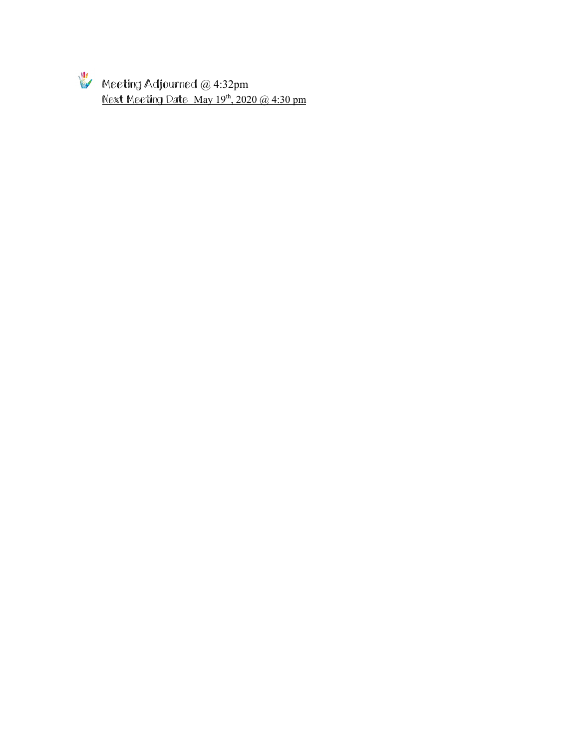Meeting Adjourned @ 4:32pm

Next Meeting Date  May 19th, 2020 @ 4:30 pm